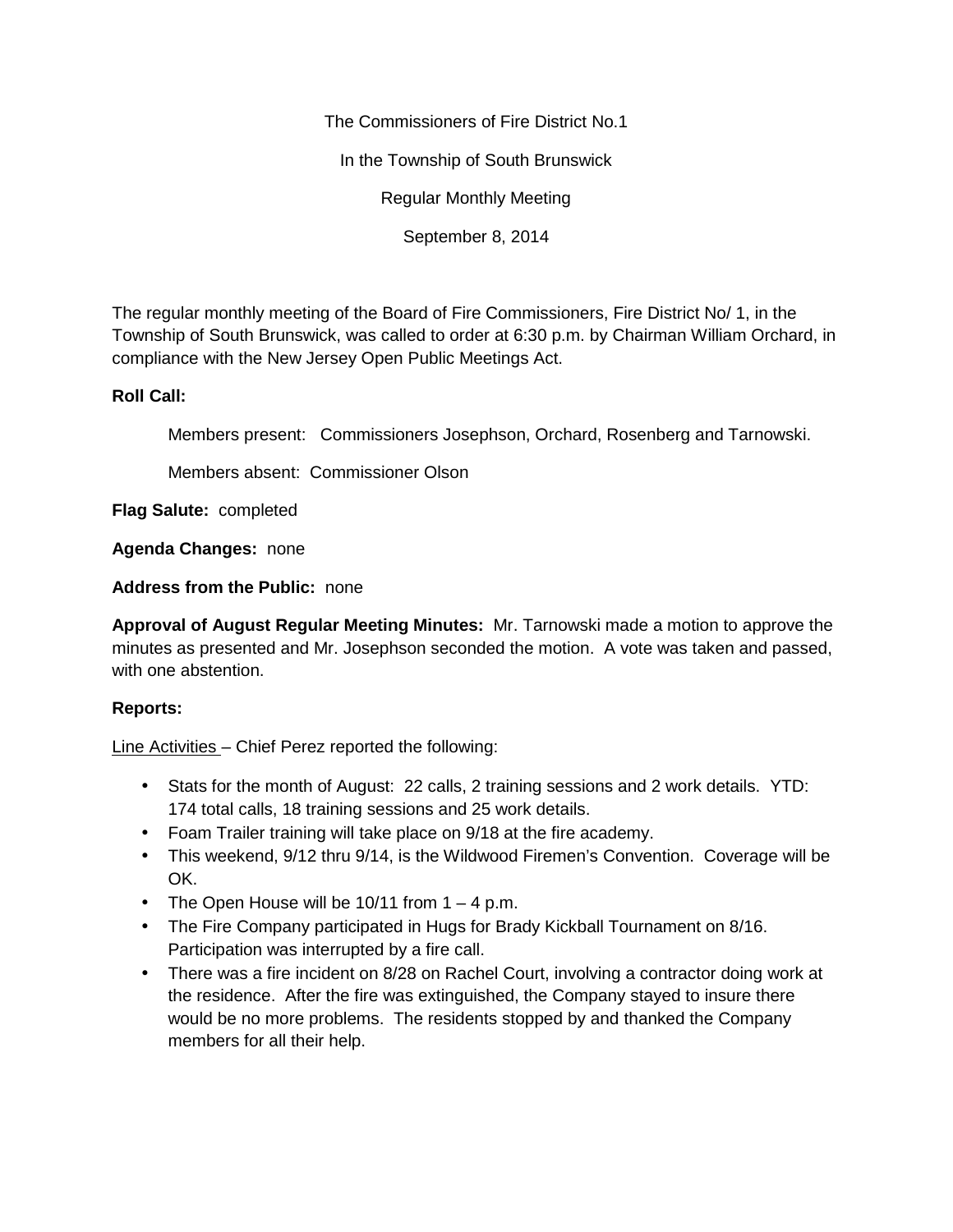The Commissioners of Fire District No.1

In the Township of South Brunswick

Regular Monthly Meeting

September 8, 2014

The regular monthly meeting of the Board of Fire Commissioners, Fire District No/ 1, in the Township of South Brunswick, was called to order at 6:30 p.m. by Chairman William Orchard, in compliance with the New Jersey Open Public Meetings Act.

**Roll Call:**

Members present: Commissioners Josephson, Orchard, Rosenberg and Tarnowski.

Members absent: Commissioner Olson

**Flag Salute:** completed

**Agenda Changes:** none

**Address from the Public:** none

**Approval of August Regular Meeting Minutes:** Mr. Tarnowski made a motion to approve the minutes as presented and Mr. Josephson seconded the motion. A vote was taken and passed, with one abstention.

**Reports:**

Line Activities – Chief Perez reported the following:

- Stats for the month of August: 22 calls, 2 training sessions and 2 work details. YTD: 174 total calls, 18 training sessions and 25 work details.
- Foam Trailer training will take place on 9/18 at the fire academy.
- This weekend, 9/12 thru 9/14, is the Wildwood Firemen's Convention. Coverage will be OK.
- The Open House will be 10/11 from 1 – 4 p.m.
- The Fire Company participated in Hugs for Brady Kickball Tournament on 8/16. Participation was interrupted by a fire call.
- There was a fire incident on 8/28 on Rachel Court, involving a contractor doing work at the residence. After the fire was extinguished, the Company stayed to insure there would be no more problems. The residents stopped by and thanked the Company members for all their help.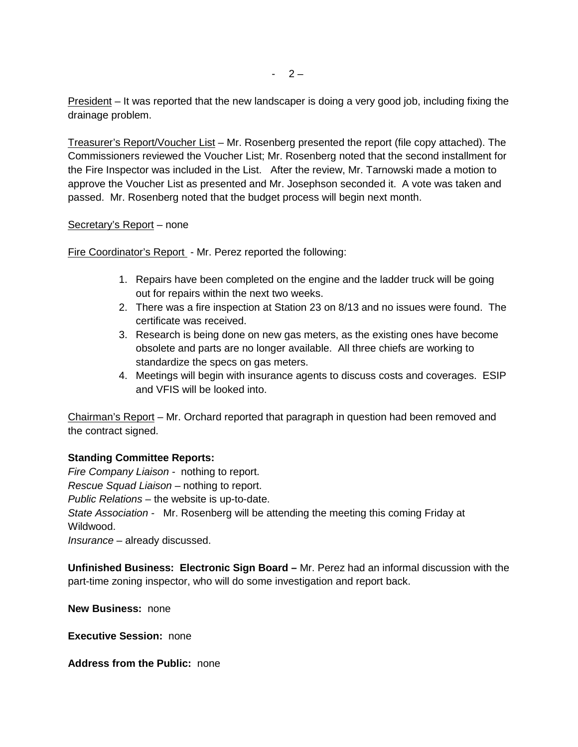<u>President</u> – It was reported that the new landscaper is doing a very good job, including fixing the drainage problem.

<u>Treasurer's Report/Voucher List</u> – Mr. Rosenberg presented the report (file copy attached). The Commissioners reviewed the Voucher List; Mr. Rosenberg noted that the second installment for the Fire Inspector was included in the List.  After the review, Mr. Tarnowski made a motion to approve the Voucher List as presented and Mr. Josephson seconded it.  A vote was taken and passed.  Mr. Rosenberg noted that the budget process will begin next month.

<u>Secretary's Report</u> – none

<u>Fire Coordinator's Report</u> - Mr. Perez reported the following:

1. Repairs have been completed on the engine and the ladder truck will be going out for repairs within the next two weeks.
2. There was a fire inspection at Station 23 on 8/13 and no issues were found.  The certificate was received.
3. Research is being done on new gas meters, as the existing ones have become obsolete and parts are no longer available.  All three chiefs are working to standardize the specs on gas meters.
4. Meetings will begin with insurance agents to discuss costs and coverages.  ESIP and VFIS will be looked into.

<u>Chairman's Report</u> – Mr. Orchard reported that paragraph in question had been removed and the contract signed.

**Standing Committee Reports:**

*Fire Company Liaison* - nothing to report.
*Rescue Squad Liaison* – nothing to report.
*Public Relations* – the website is up-to-date.
*State Association* - Mr. Rosenberg will be attending the meeting this coming Friday at Wildwood.
*Insurance* – already discussed.

**Unfinished Business: Electronic Sign Board –** Mr. Perez had an informal discussion with the part-time zoning inspector, who will do some investigation and report back.

**New Business:** none

**Executive Session:** none

**Address from the Public:** none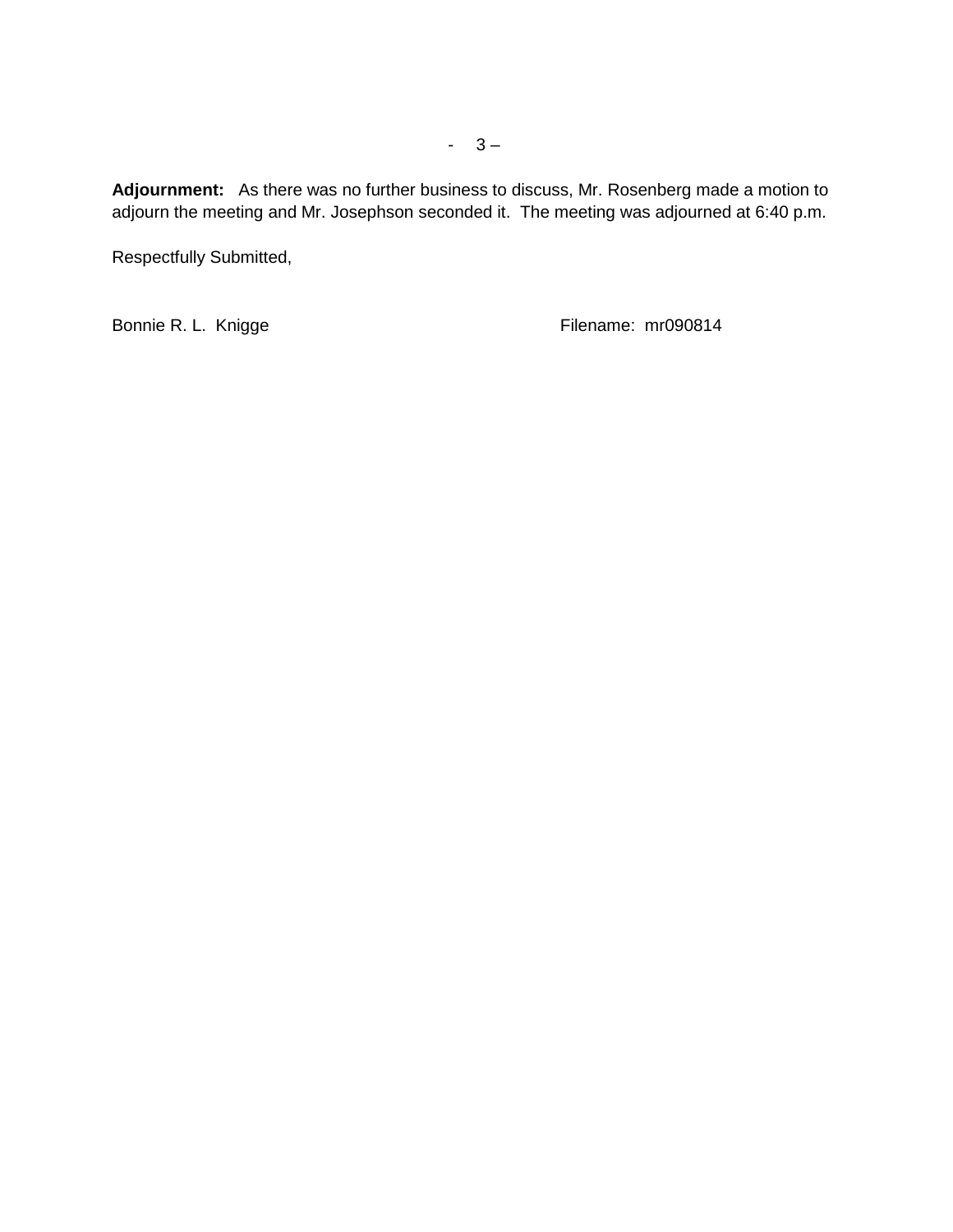**Adjournment:** As there was no further business to discuss, Mr. Rosenberg made a motion to adjourn the meeting and Mr. Josephson seconded it. The meeting was adjourned at 6:40 p.m.

Respectfully Submitted,

Bonnie R. L. Knigge Filename: mr090814